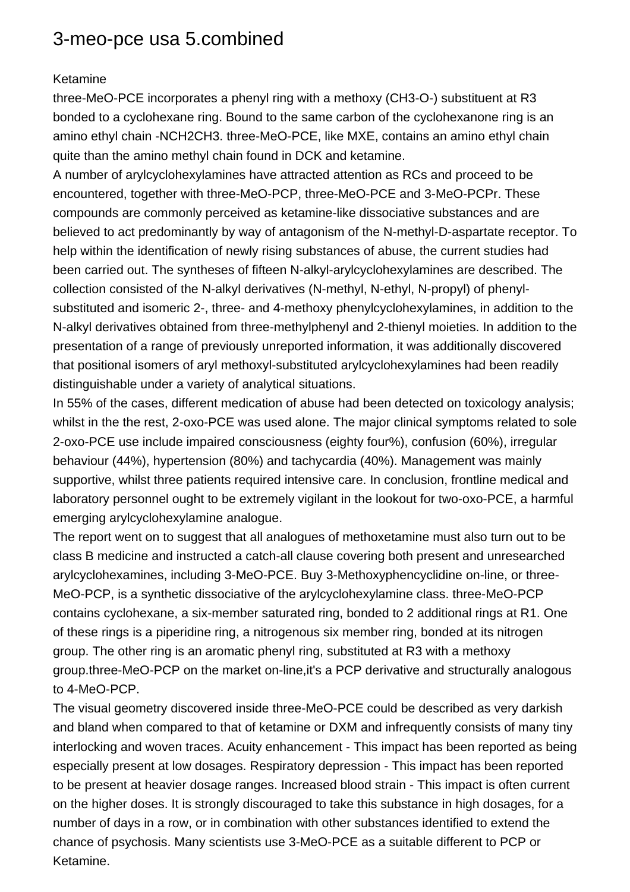# 3-meo-pce usa 5.combined

Ketamine

three-MeO-PCE incorporates a phenyl ring with a methoxy (CH3-O-) substituent at R3 bonded to a cyclohexane ring. Bound to the same carbon of the cyclohexanone ring is an amino ethyl chain -NCH2CH3. three-MeO-PCE, like MXE, contains an amino ethyl chain quite than the amino methyl chain found in DCK and ketamine.

A number of arylcyclohexylamines have attracted attention as RCs and proceed to be encountered, together with three-MeO-PCP, three-MeO-PCE and 3-MeO-PCPr. These compounds are commonly perceived as ketamine-like dissociative substances and are believed to act predominantly by way of antagonism of the N-methyl-D-aspartate receptor. To help within the identification of newly rising substances of abuse, the current studies had been carried out. The syntheses of fifteen N-alkyl-arylcyclohexylamines are described. The collection consisted of the N-alkyl derivatives (N-methyl, N-ethyl, N-propyl) of phenyl-substituted and isomeric 2-, three- and 4-methoxy phenylcyclohexylamines, in addition to the N-alkyl derivatives obtained from three-methylphenyl and 2-thienyl moieties. In addition to the presentation of a range of previously unreported information, it was additionally discovered that positional isomers of aryl methoxyl-substituted arylcyclohexylamines had been readily distinguishable under a variety of analytical situations.

In 55% of the cases, different medication of abuse had been detected on toxicology analysis; whilst in the the rest, 2-oxo-PCE was used alone. The major clinical symptoms related to sole 2-oxo-PCE use include impaired consciousness (eighty four%), confusion (60%), irregular behaviour (44%), hypertension (80%) and tachycardia (40%). Management was mainly supportive, whilst three patients required intensive care. In conclusion, frontline medical and laboratory personnel ought to be extremely vigilant in the lookout for two-oxo-PCE, a harmful emerging arylcyclohexylamine analogue.

The report went on to suggest that all analogues of methoxetamine must also turn out to be class B medicine and instructed a catch-all clause covering both present and unresearched arylcyclohexamines, including 3-MeO-PCE. Buy 3-Methoxyphencyclidine on-line, or three-MeO-PCP, is a synthetic dissociative of the arylcyclohexylamine class. three-MeO-PCP contains cyclohexane, a six-member saturated ring, bonded to 2 additional rings at R1. One of these rings is a piperidine ring, a nitrogenous six member ring, bonded at its nitrogen group. The other ring is an aromatic phenyl ring, substituted at R3 with a methoxy group.three-MeO-PCP on the market on-line,it's a PCP derivative and structurally analogous to 4-MeO-PCP.

The visual geometry discovered inside three-MeO-PCE could be described as very darkish and bland when compared to that of ketamine or DXM and infrequently consists of many tiny interlocking and woven traces. Acuity enhancement - This impact has been reported as being especially present at low dosages. Respiratory depression - This impact has been reported to be present at heavier dosage ranges. Increased blood strain - This impact is often current on the higher doses. It is strongly discouraged to take this substance in high dosages, for a number of days in a row, or in combination with other substances identified to extend the chance of psychosis. Many scientists use 3-MeO-PCE as a suitable different to PCP or Ketamine.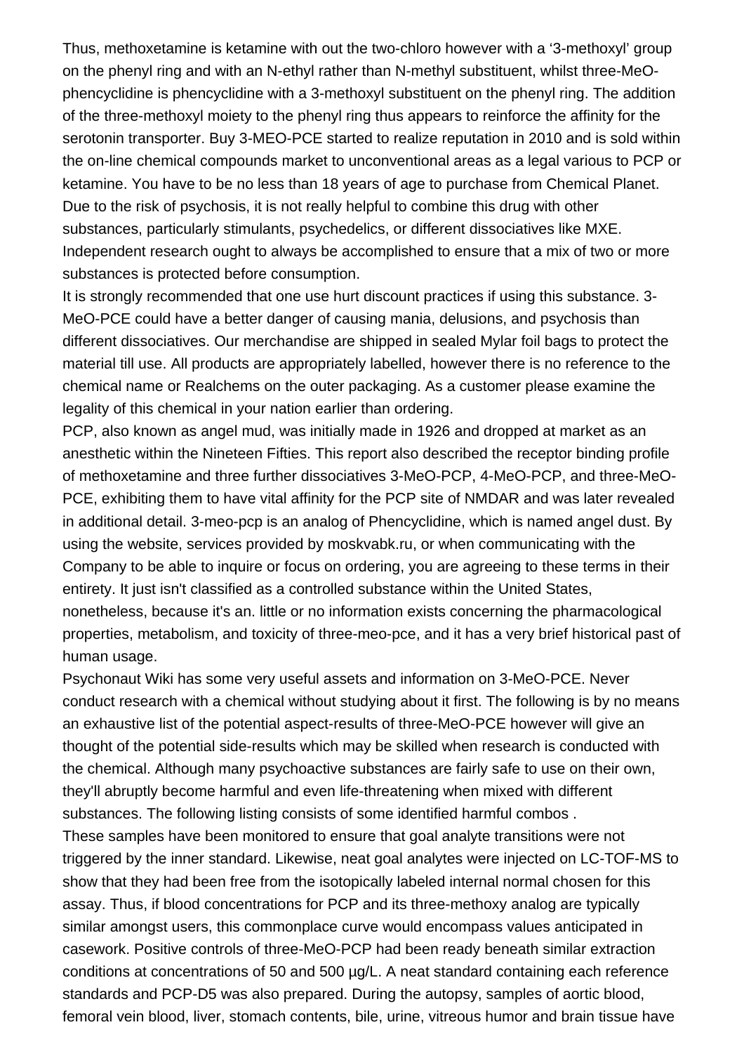Thus, methoxetamine is ketamine with out the two-chloro however with a ‘3-methoxyl’ group on the phenyl ring and with an N-ethyl rather than N-methyl substituent, whilst three-MeO-phencyclidine is phencyclidine with a 3-methoxyl substituent on the phenyl ring. The addition of the three-methoxyl moiety to the phenyl ring thus appears to reinforce the affinity for the serotonin transporter. Buy 3-MEO-PCE started to realize reputation in 2010 and is sold within the on-line chemical compounds market to unconventional areas as a legal various to PCP or ketamine. You have to be no less than 18 years of age to purchase from Chemical Planet. Due to the risk of psychosis, it is not really helpful to combine this drug with other substances, particularly stimulants, psychedelics, or different dissociatives like MXE. Independent research ought to always be accomplished to ensure that a mix of two or more substances is protected before consumption.

It is strongly recommended that one use hurt discount practices if using this substance. 3-MeO-PCE could have a better danger of causing mania, delusions, and psychosis than different dissociatives. Our merchandise are shipped in sealed Mylar foil bags to protect the material till use. All products are appropriately labelled, however there is no reference to the chemical name or Realchems on the outer packaging. As a customer please examine the legality of this chemical in your nation earlier than ordering.

PCP, also known as angel mud, was initially made in 1926 and dropped at market as an anesthetic within the Nineteen Fifties. This report also described the receptor binding profile of methoxetamine and three further dissociatives 3-MeO-PCP, 4-MeO-PCP, and three-MeO-PCE, exhibiting them to have vital affinity for the PCP site of NMDAR and was later revealed in additional detail. 3-meo-pcp is an analog of Phencyclidine, which is named angel dust. By using the website, services provided by moskvabk.ru, or when communicating with the Company to be able to inquire or focus on ordering, you are agreeing to these terms in their entirety. It just isn't classified as a controlled substance within the United States, nonetheless, because it's an. little or no information exists concerning the pharmacological properties, metabolism, and toxicity of three-meo-pce, and it has a very brief historical past of human usage.

Psychonaut Wiki has some very useful assets and information on 3-MeO-PCE. Never conduct research with a chemical without studying about it first. The following is by no means an exhaustive list of the potential aspect-results of three-MeO-PCE however will give an thought of the potential side-results which may be skilled when research is conducted with the chemical. Although many psychoactive substances are fairly safe to use on their own, they'll abruptly become harmful and even life-threatening when mixed with different substances. The following listing consists of some identified harmful combos .

These samples have been monitored to ensure that goal analyte transitions were not triggered by the inner standard. Likewise, neat goal analytes were injected on LC-TOF-MS to show that they had been free from the isotopically labeled internal normal chosen for this assay. Thus, if blood concentrations for PCP and its three-methoxy analog are typically similar amongst users, this commonplace curve would encompass values anticipated in casework. Positive controls of three-MeO-PCP had been ready beneath similar extraction conditions at concentrations of 50 and 500 µg/L. A neat standard containing each reference standards and PCP-D5 was also prepared. During the autopsy, samples of aortic blood, femoral vein blood, liver, stomach contents, bile, urine, vitreous humor and brain tissue have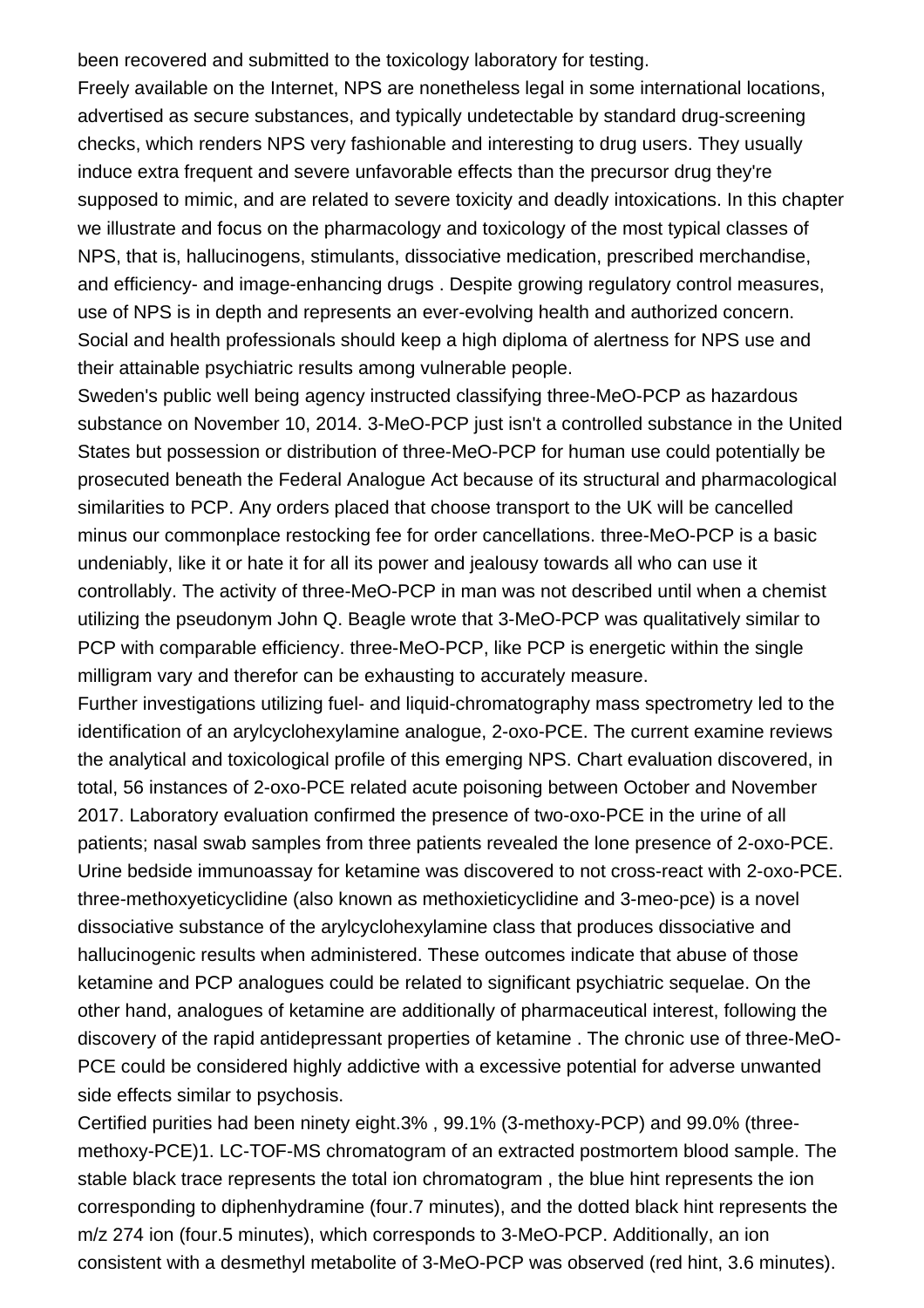been recovered and submitted to the toxicology laboratory for testing.

Freely available on the Internet, NPS are nonetheless legal in some international locations, advertised as secure substances, and typically undetectable by standard drug-screening checks, which renders NPS very fashionable and interesting to drug users. They usually induce extra frequent and severe unfavorable effects than the precursor drug they're supposed to mimic, and are related to severe toxicity and deadly intoxications. In this chapter we illustrate and focus on the pharmacology and toxicology of the most typical classes of NPS, that is, hallucinogens, stimulants, dissociative medication, prescribed merchandise, and efficiency- and image-enhancing drugs . Despite growing regulatory control measures, use of NPS is in depth and represents an ever-evolving health and authorized concern. Social and health professionals should keep a high diploma of alertness for NPS use and their attainable psychiatric results among vulnerable people.

Sweden's public well being agency instructed classifying three-MeO-PCP as hazardous substance on November 10, 2014. 3-MeO-PCP just isn't a controlled substance in the United States but possession or distribution of three-MeO-PCP for human use could potentially be prosecuted beneath the Federal Analogue Act because of its structural and pharmacological similarities to PCP. Any orders placed that choose transport to the UK will be cancelled minus our commonplace restocking fee for order cancellations. three-MeO-PCP is a basic undeniably, like it or hate it for all its power and jealousy towards all who can use it controllably. The activity of three-MeO-PCP in man was not described until when a chemist utilizing the pseudonym John Q. Beagle wrote that 3-MeO-PCP was qualitatively similar to PCP with comparable efficiency. three-MeO-PCP, like PCP is energetic within the single milligram vary and therefor can be exhausting to accurately measure.

Further investigations utilizing fuel- and liquid-chromatography mass spectrometry led to the identification of an arylcyclohexylamine analogue, 2-oxo-PCE. The current examine reviews the analytical and toxicological profile of this emerging NPS. Chart evaluation discovered, in total, 56 instances of 2-oxo-PCE related acute poisoning between October and November 2017. Laboratory evaluation confirmed the presence of two-oxo-PCE in the urine of all patients; nasal swab samples from three patients revealed the lone presence of 2-oxo-PCE. Urine bedside immunoassay for ketamine was discovered to not cross-react with 2-oxo-PCE. three-methoxyeticyclidine (also known as methoxieticyclidine and 3-meo-pce) is a novel dissociative substance of the arylcyclohexylamine class that produces dissociative and hallucinogenic results when administered. These outcomes indicate that abuse of those ketamine and PCP analogues could be related to significant psychiatric sequelae. On the other hand, analogues of ketamine are additionally of pharmaceutical interest, following the discovery of the rapid antidepressant properties of ketamine . The chronic use of three-MeO-PCE could be considered highly addictive with a excessive potential for adverse unwanted side effects similar to psychosis.

Certified purities had been ninety eight.3% , 99.1% (3-methoxy-PCP) and 99.0% (three-methoxy-PCE)1. LC-TOF-MS chromatogram of an extracted postmortem blood sample. The stable black trace represents the total ion chromatogram , the blue hint represents the ion corresponding to diphenhydramine (four.7 minutes), and the dotted black hint represents the m/z 274 ion (four.5 minutes), which corresponds to 3-MeO-PCP. Additionally, an ion consistent with a desmethyl metabolite of 3-MeO-PCP was observed (red hint, 3.6 minutes).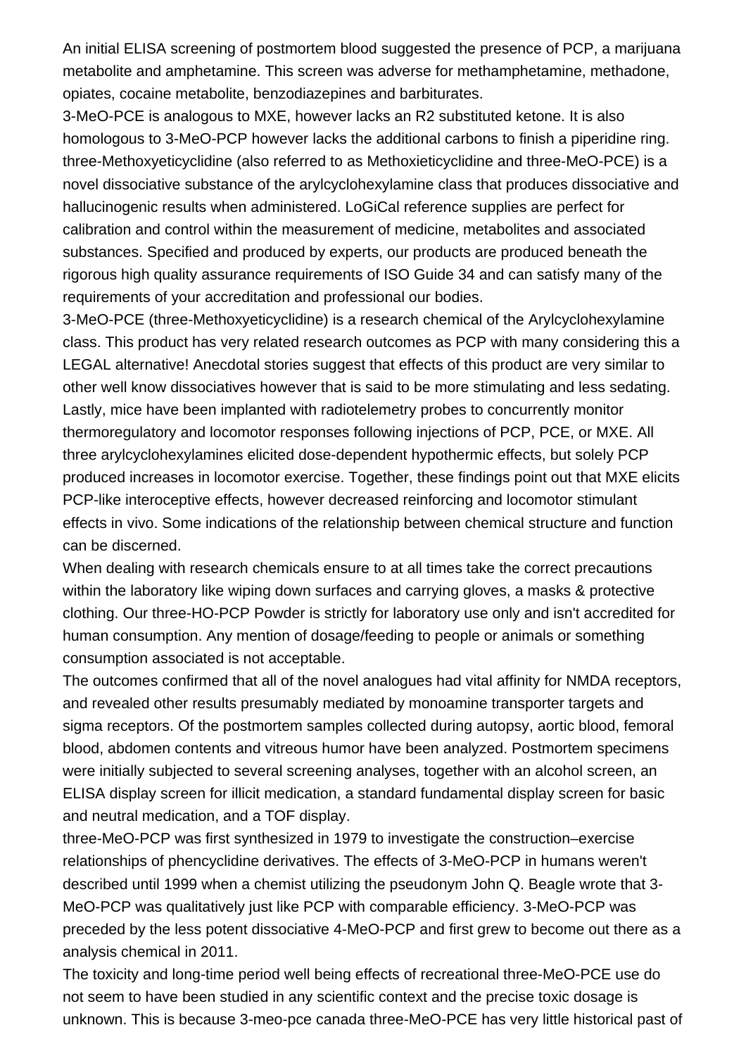An initial ELISA screening of postmortem blood suggested the presence of PCP, a marijuana metabolite and amphetamine. This screen was adverse for methamphetamine, methadone, opiates, cocaine metabolite, benzodiazepines and barbiturates.

3-MeO-PCE is analogous to MXE, however lacks an R2 substituted ketone. It is also homologous to 3-MeO-PCP however lacks the additional carbons to finish a piperidine ring. three-Methoxyeticyclidine (also referred to as Methoxieticyclidine and three-MeO-PCE) is a novel dissociative substance of the arylcyclohexylamine class that produces dissociative and hallucinogenic results when administered. LoGiCal reference supplies are perfect for calibration and control within the measurement of medicine, metabolites and associated substances. Specified and produced by experts, our products are produced beneath the rigorous high quality assurance requirements of ISO Guide 34 and can satisfy many of the requirements of your accreditation and professional our bodies.

3-MeO-PCE (three-Methoxyeticyclidine) is a research chemical of the Arylcyclohexylamine class. This product has very related research outcomes as PCP with many considering this a LEGAL alternative! Anecdotal stories suggest that effects of this product are very similar to other well know dissociatives however that is said to be more stimulating and less sedating. Lastly, mice have been implanted with radiotelemetry probes to concurrently monitor thermoregulatory and locomotor responses following injections of PCP, PCE, or MXE. All three arylcyclohexylamines elicited dose-dependent hypothermic effects, but solely PCP produced increases in locomotor exercise. Together, these findings point out that MXE elicits PCP-like interoceptive effects, however decreased reinforcing and locomotor stimulant effects in vivo. Some indications of the relationship between chemical structure and function can be discerned.

When dealing with research chemicals ensure to at all times take the correct precautions within the laboratory like wiping down surfaces and carrying gloves, a masks & protective clothing. Our three-HO-PCP Powder is strictly for laboratory use only and isn't accredited for human consumption. Any mention of dosage/feeding to people or animals or something consumption associated is not acceptable.

The outcomes confirmed that all of the novel analogues had vital affinity for NMDA receptors, and revealed other results presumably mediated by monoamine transporter targets and sigma receptors. Of the postmortem samples collected during autopsy, aortic blood, femoral blood, abdomen contents and vitreous humor have been analyzed. Postmortem specimens were initially subjected to several screening analyses, together with an alcohol screen, an ELISA display screen for illicit medication, a standard fundamental display screen for basic and neutral medication, and a TOF display.

three-MeO-PCP was first synthesized in 1979 to investigate the construction–exercise relationships of phencyclidine derivatives. The effects of 3-MeO-PCP in humans weren't described until 1999 when a chemist utilizing the pseudonym John Q. Beagle wrote that 3-MeO-PCP was qualitatively just like PCP with comparable efficiency. 3-MeO-PCP was preceded by the less potent dissociative 4-MeO-PCP and first grew to become out there as a analysis chemical in 2011.

The toxicity and long-time period well being effects of recreational three-MeO-PCE use do not seem to have been studied in any scientific context and the precise toxic dosage is unknown. This is because 3-meo-pce canada three-MeO-PCE has very little historical past of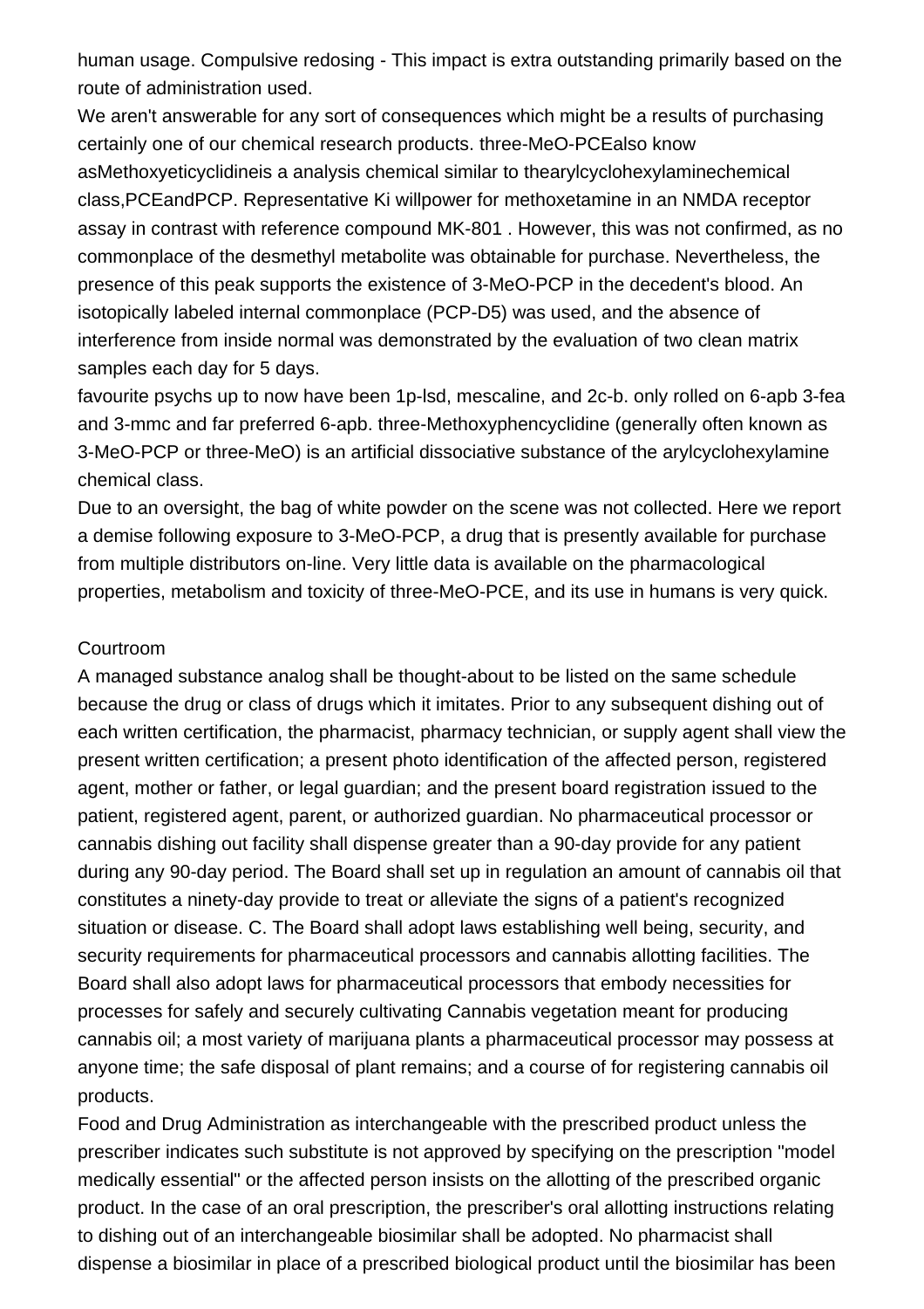human usage. Compulsive redosing - This impact is extra outstanding primarily based on the route of administration used.

We aren't answerable for any sort of consequences which might be a results of purchasing certainly one of our chemical research products. three-MeO-PCEalso know asMethoxyeticyclidineis a analysis chemical similar to thearylcyclohexylaminechemical class,PCEandPCP. Representative Ki willpower for methoxetamine in an NMDA receptor assay in contrast with reference compound MK-801 . However, this was not confirmed, as no commonplace of the desmethyl metabolite was obtainable for purchase. Nevertheless, the presence of this peak supports the existence of 3-MeO-PCP in the decedent's blood. An isotopically labeled internal commonplace (PCP-D5) was used, and the absence of interference from inside normal was demonstrated by the evaluation of two clean matrix samples each day for 5 days.

favourite psychs up to now have been 1p-lsd, mescaline, and 2c-b. only rolled on 6-apb 3-fea and 3-mmc and far preferred 6-apb. three-Methoxyphencyclidine (generally often known as 3-MeO-PCP or three-MeO) is an artificial dissociative substance of the arylcyclohexylamine chemical class.

Due to an oversight, the bag of white powder on the scene was not collected. Here we report a demise following exposure to 3-MeO-PCP, a drug that is presently available for purchase from multiple distributors on-line. Very little data is available on the pharmacological properties, metabolism and toxicity of three-MeO-PCE, and its use in humans is very quick.

## Courtroom

A managed substance analog shall be thought-about to be listed on the same schedule because the drug or class of drugs which it imitates. Prior to any subsequent dishing out of each written certification, the pharmacist, pharmacy technician, or supply agent shall view the present written certification; a present photo identification of the affected person, registered agent, mother or father, or legal guardian; and the present board registration issued to the patient, registered agent, parent, or authorized guardian. No pharmaceutical processor or cannabis dishing out facility shall dispense greater than a 90-day provide for any patient during any 90-day period. The Board shall set up in regulation an amount of cannabis oil that constitutes a ninety-day provide to treat or alleviate the signs of a patient's recognized situation or disease. C. The Board shall adopt laws establishing well being, security, and security requirements for pharmaceutical processors and cannabis allotting facilities. The Board shall also adopt laws for pharmaceutical processors that embody necessities for processes for safely and securely cultivating Cannabis vegetation meant for producing cannabis oil; a most variety of marijuana plants a pharmaceutical processor may possess at anyone time; the safe disposal of plant remains; and a course of for registering cannabis oil products.

Food and Drug Administration as interchangeable with the prescribed product unless the prescriber indicates such substitute is not approved by specifying on the prescription "model medically essential" or the affected person insists on the allotting of the prescribed organic product. In the case of an oral prescription, the prescriber's oral allotting instructions relating to dishing out of an interchangeable biosimilar shall be adopted. No pharmacist shall dispense a biosimilar in place of a prescribed biological product until the biosimilar has been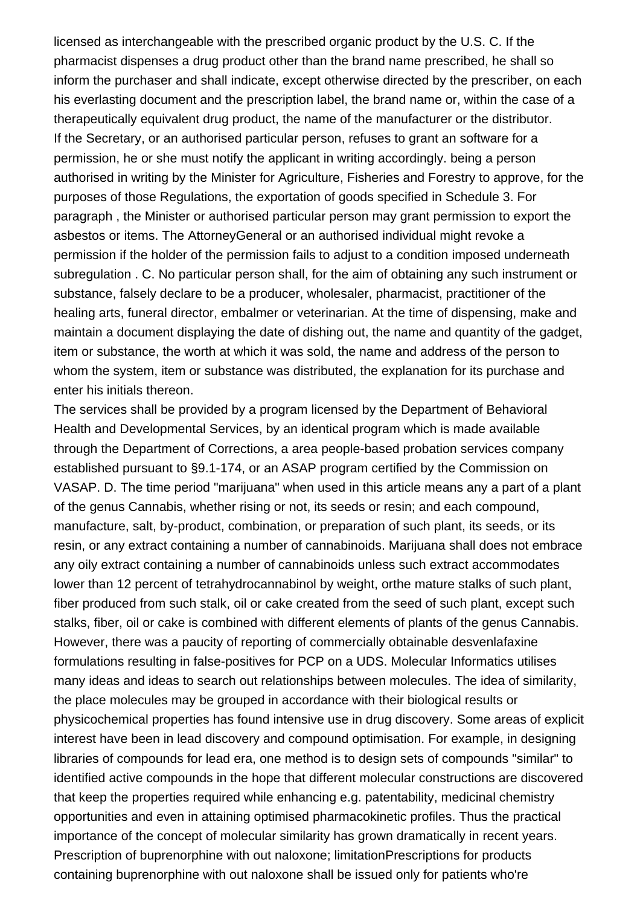licensed as interchangeable with the prescribed organic product by the U.S. C. If the pharmacist dispenses a drug product other than the brand name prescribed, he shall so inform the purchaser and shall indicate, except otherwise directed by the prescriber, on each his everlasting document and the prescription label, the brand name or, within the case of a therapeutically equivalent drug product, the name of the manufacturer or the distributor. If the Secretary, or an authorised particular person, refuses to grant an software for a permission, he or she must notify the applicant in writing accordingly. being a person authorised in writing by the Minister for Agriculture, Fisheries and Forestry to approve, for the purposes of those Regulations, the exportation of goods specified in Schedule 3. For paragraph , the Minister or authorised particular person may grant permission to export the asbestos or items. The AttorneyGeneral or an authorised individual might revoke a permission if the holder of the permission fails to adjust to a condition imposed underneath subregulation . C. No particular person shall, for the aim of obtaining any such instrument or substance, falsely declare to be a producer, wholesaler, pharmacist, practitioner of the healing arts, funeral director, embalmer or veterinarian. At the time of dispensing, make and maintain a document displaying the date of dishing out, the name and quantity of the gadget, item or substance, the worth at which it was sold, the name and address of the person to whom the system, item or substance was distributed, the explanation for its purchase and enter his initials thereon.

The services shall be provided by a program licensed by the Department of Behavioral Health and Developmental Services, by an identical program which is made available through the Department of Corrections, a area people-based probation services company established pursuant to §9.1-174, or an ASAP program certified by the Commission on VASAP. D. The time period "marijuana" when used in this article means any a part of a plant of the genus Cannabis, whether rising or not, its seeds or resin; and each compound, manufacture, salt, by-product, combination, or preparation of such plant, its seeds, or its resin, or any extract containing a number of cannabinoids. Marijuana shall does not embrace any oily extract containing a number of cannabinoids unless such extract accommodates lower than 12 percent of tetrahydrocannabinol by weight, orthe mature stalks of such plant, fiber produced from such stalk, oil or cake created from the seed of such plant, except such stalks, fiber, oil or cake is combined with different elements of plants of the genus Cannabis. However, there was a paucity of reporting of commercially obtainable desvenlafaxine formulations resulting in false-positives for PCP on a UDS. Molecular Informatics utilises many ideas and ideas to search out relationships between molecules. The idea of similarity, the place molecules may be grouped in accordance with their biological results or physicochemical properties has found intensive use in drug discovery. Some areas of explicit interest have been in lead discovery and compound optimisation. For example, in designing libraries of compounds for lead era, one method is to design sets of compounds "similar" to identified active compounds in the hope that different molecular constructions are discovered that keep the properties required while enhancing e.g. patentability, medicinal chemistry opportunities and even in attaining optimised pharmacokinetic profiles. Thus the practical importance of the concept of molecular similarity has grown dramatically in recent years. Prescription of buprenorphine with out naloxone; limitationPrescriptions for products containing buprenorphine with out naloxone shall be issued only for patients who're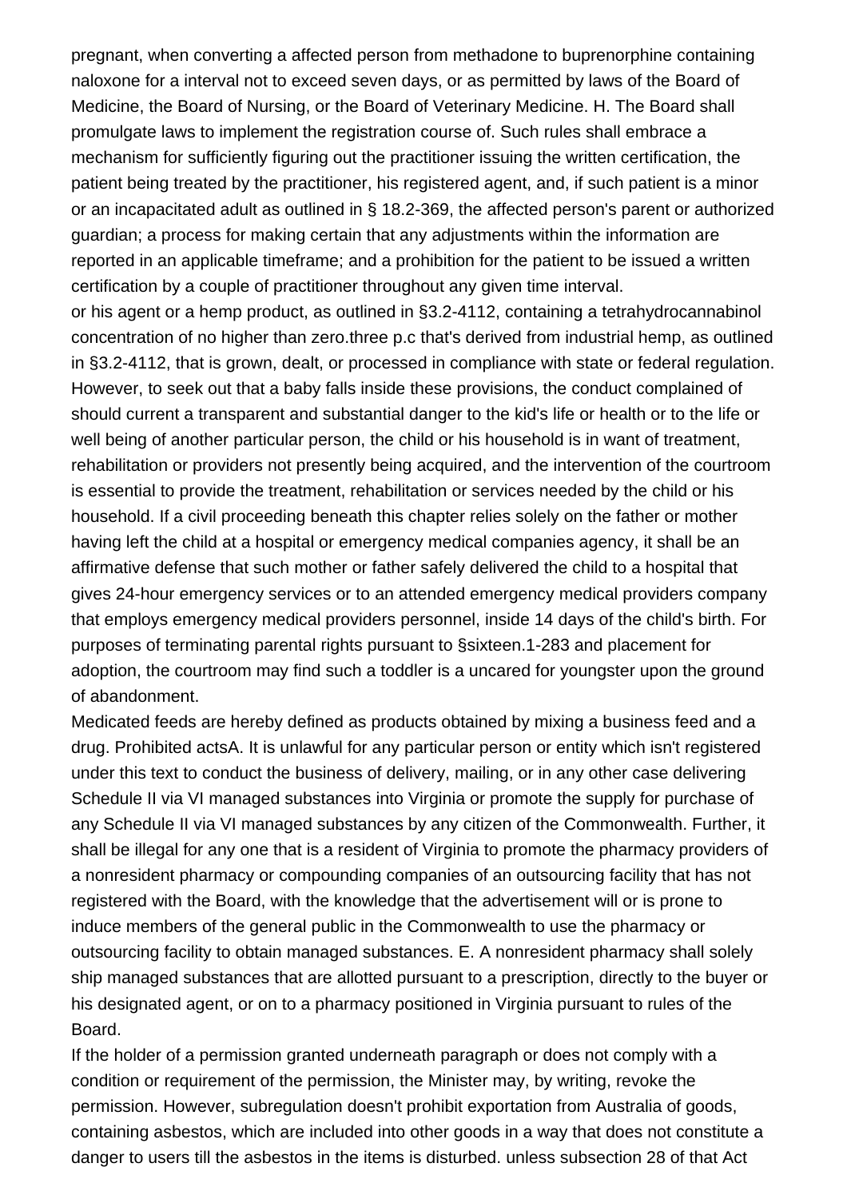pregnant, when converting a affected person from methadone to buprenorphine containing naloxone for a interval not to exceed seven days, or as permitted by laws of the Board of Medicine, the Board of Nursing, or the Board of Veterinary Medicine. H. The Board shall promulgate laws to implement the registration course of. Such rules shall embrace a mechanism for sufficiently figuring out the practitioner issuing the written certification, the patient being treated by the practitioner, his registered agent, and, if such patient is a minor or an incapacitated adult as outlined in § 18.2-369, the affected person's parent or authorized guardian; a process for making certain that any adjustments within the information are reported in an applicable timeframe; and a prohibition for the patient to be issued a written certification by a couple of practitioner throughout any given time interval.

or his agent or a hemp product, as outlined in §3.2-4112, containing a tetrahydrocannabinol concentration of no higher than zero.three p.c that's derived from industrial hemp, as outlined in §3.2-4112, that is grown, dealt, or processed in compliance with state or federal regulation. However, to seek out that a baby falls inside these provisions, the conduct complained of should current a transparent and substantial danger to the kid's life or health or to the life or well being of another particular person, the child or his household is in want of treatment, rehabilitation or providers not presently being acquired, and the intervention of the courtroom is essential to provide the treatment, rehabilitation or services needed by the child or his household. If a civil proceeding beneath this chapter relies solely on the father or mother having left the child at a hospital or emergency medical companies agency, it shall be an affirmative defense that such mother or father safely delivered the child to a hospital that gives 24-hour emergency services or to an attended emergency medical providers company that employs emergency medical providers personnel, inside 14 days of the child's birth. For purposes of terminating parental rights pursuant to §sixteen.1-283 and placement for adoption, the courtroom may find such a toddler is a uncared for youngster upon the ground of abandonment.

Medicated feeds are hereby defined as products obtained by mixing a business feed and a drug. Prohibited actsA. It is unlawful for any particular person or entity which isn't registered under this text to conduct the business of delivery, mailing, or in any other case delivering Schedule II via VI managed substances into Virginia or promote the supply for purchase of any Schedule II via VI managed substances by any citizen of the Commonwealth. Further, it shall be illegal for any one that is a resident of Virginia to promote the pharmacy providers of a nonresident pharmacy or compounding companies of an outsourcing facility that has not registered with the Board, with the knowledge that the advertisement will or is prone to induce members of the general public in the Commonwealth to use the pharmacy or outsourcing facility to obtain managed substances. E. A nonresident pharmacy shall solely ship managed substances that are allotted pursuant to a prescription, directly to the buyer or his designated agent, or on to a pharmacy positioned in Virginia pursuant to rules of the Board.

If the holder of a permission granted underneath paragraph or does not comply with a condition or requirement of the permission, the Minister may, by writing, revoke the permission. However, subregulation doesn't prohibit exportation from Australia of goods, containing asbestos, which are included into other goods in a way that does not constitute a danger to users till the asbestos in the items is disturbed. unless subsection 28 of that Act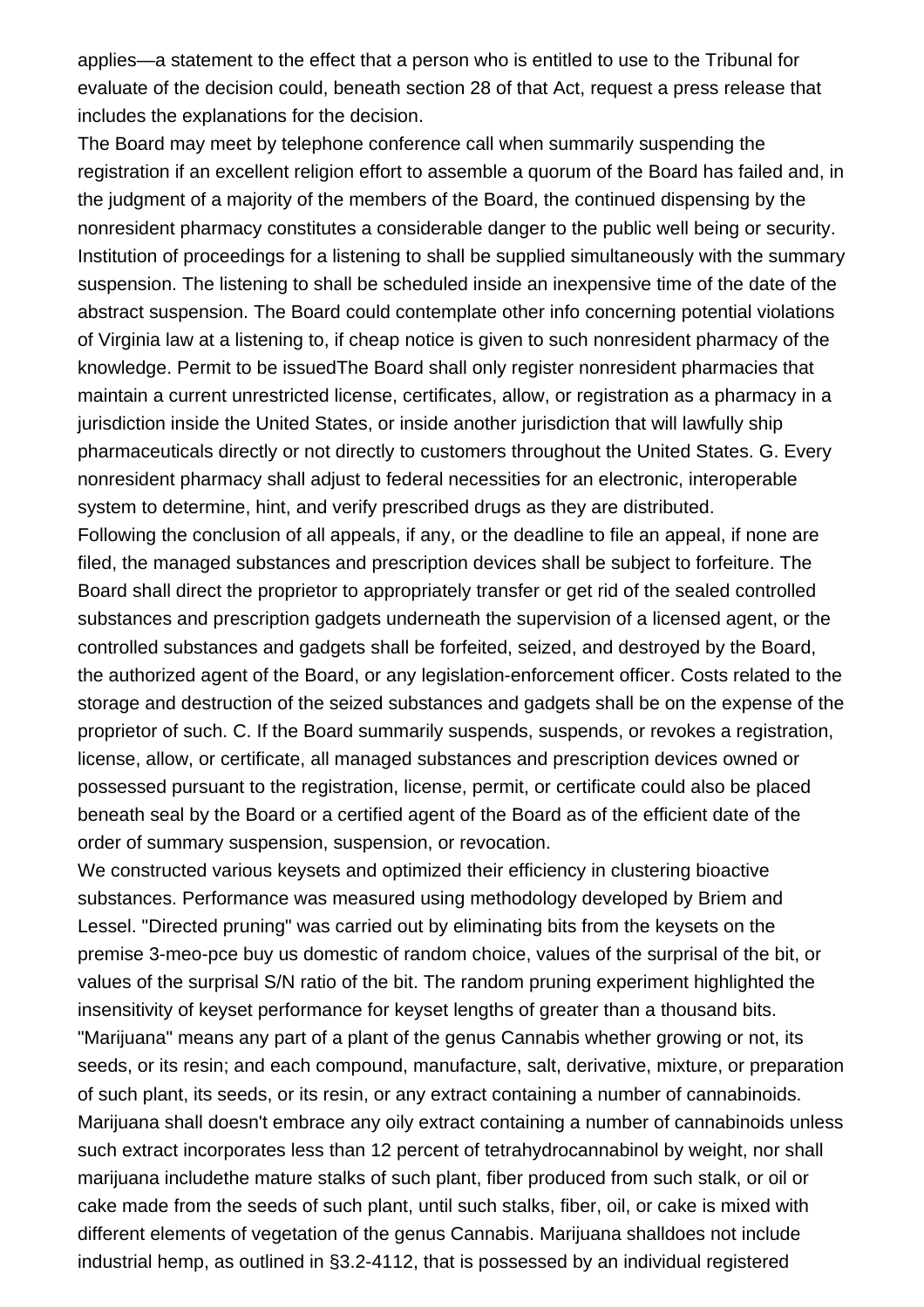applies—a statement to the effect that a person who is entitled to use to the Tribunal for evaluate of the decision could, beneath section 28 of that Act, request a press release that includes the explanations for the decision.

The Board may meet by telephone conference call when summarily suspending the registration if an excellent religion effort to assemble a quorum of the Board has failed and, in the judgment of a majority of the members of the Board, the continued dispensing by the nonresident pharmacy constitutes a considerable danger to the public well being or security. Institution of proceedings for a listening to shall be supplied simultaneously with the summary suspension. The listening to shall be scheduled inside an inexpensive time of the date of the abstract suspension. The Board could contemplate other info concerning potential violations of Virginia law at a listening to, if cheap notice is given to such nonresident pharmacy of the knowledge. Permit to be issuedThe Board shall only register nonresident pharmacies that maintain a current unrestricted license, certificates, allow, or registration as a pharmacy in a jurisdiction inside the United States, or inside another jurisdiction that will lawfully ship pharmaceuticals directly or not directly to customers throughout the United States. G. Every nonresident pharmacy shall adjust to federal necessities for an electronic, interoperable system to determine, hint, and verify prescribed drugs as they are distributed.

Following the conclusion of all appeals, if any, or the deadline to file an appeal, if none are filed, the managed substances and prescription devices shall be subject to forfeiture. The Board shall direct the proprietor to appropriately transfer or get rid of the sealed controlled substances and prescription gadgets underneath the supervision of a licensed agent, or the controlled substances and gadgets shall be forfeited, seized, and destroyed by the Board, the authorized agent of the Board, or any legislation-enforcement officer. Costs related to the storage and destruction of the seized substances and gadgets shall be on the expense of the proprietor of such. C. If the Board summarily suspends, suspends, or revokes a registration, license, allow, or certificate, all managed substances and prescription devices owned or possessed pursuant to the registration, license, permit, or certificate could also be placed beneath seal by the Board or a certified agent of the Board as of the efficient date of the order of summary suspension, suspension, or revocation.

We constructed various keysets and optimized their efficiency in clustering bioactive substances. Performance was measured using methodology developed by Briem and Lessel. "Directed pruning" was carried out by eliminating bits from the keysets on the premise 3-meo-pce buy us domestic of random choice, values of the surprisal of the bit, or values of the surprisal S/N ratio of the bit. The random pruning experiment highlighted the insensitivity of keyset performance for keyset lengths of greater than a thousand bits.

"Marijuana" means any part of a plant of the genus Cannabis whether growing or not, its seeds, or its resin; and each compound, manufacture, salt, derivative, mixture, or preparation of such plant, its seeds, or its resin, or any extract containing a number of cannabinoids. Marijuana shall doesn't embrace any oily extract containing a number of cannabinoids unless such extract incorporates less than 12 percent of tetrahydrocannabinol by weight, nor shall marijuana includethe mature stalks of such plant, fiber produced from such stalk, or oil or cake made from the seeds of such plant, until such stalks, fiber, oil, or cake is mixed with different elements of vegetation of the genus Cannabis. Marijuana shalldoes not include industrial hemp, as outlined in §3.2-4112, that is possessed by an individual registered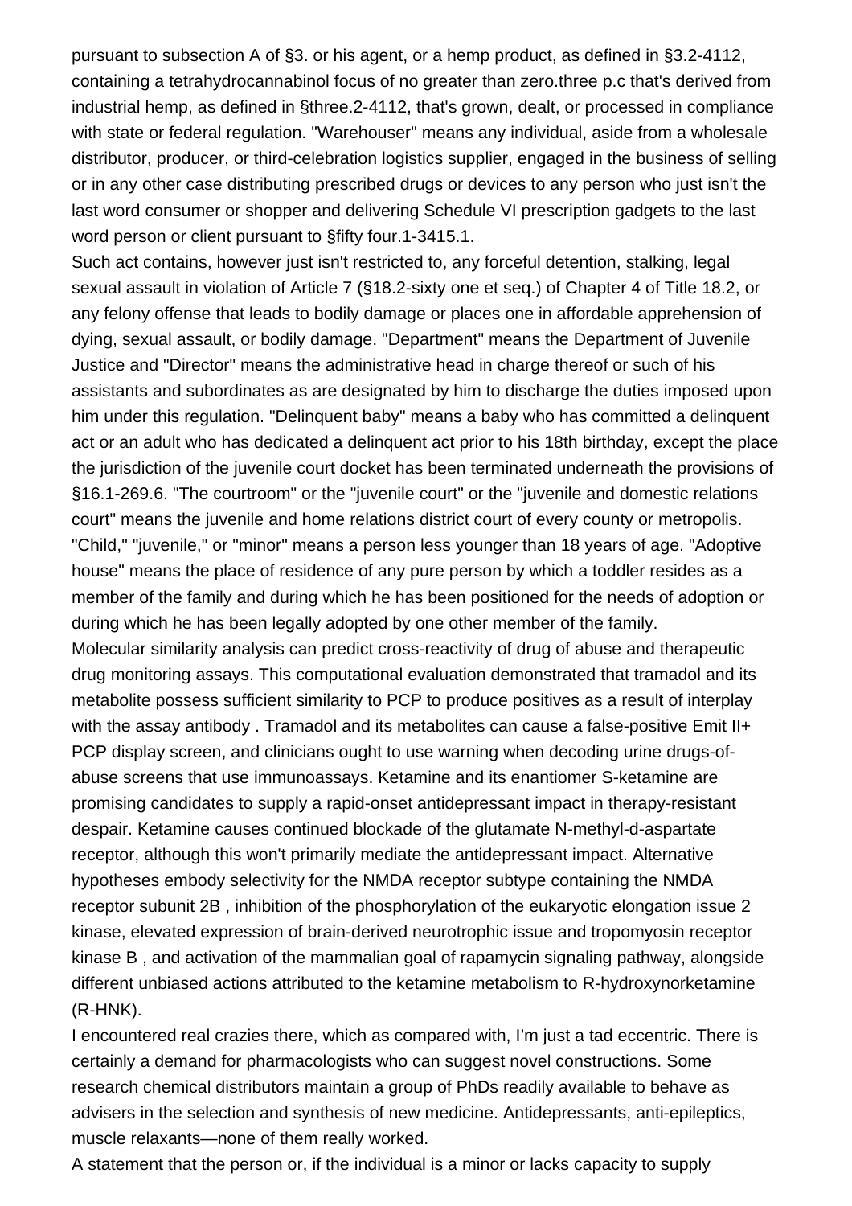pursuant to subsection A of §3. or his agent, or a hemp product, as defined in §3.2-4112, containing a tetrahydrocannabinol focus of no greater than zero.three p.c that's derived from industrial hemp, as defined in §three.2-4112, that's grown, dealt, or processed in compliance with state or federal regulation. "Warehouser" means any individual, aside from a wholesale distributor, producer, or third-celebration logistics supplier, engaged in the business of selling or in any other case distributing prescribed drugs or devices to any person who just isn't the last word consumer or shopper and delivering Schedule VI prescription gadgets to the last word person or client pursuant to §fifty four.1-3415.1.

Such act contains, however just isn't restricted to, any forceful detention, stalking, legal sexual assault in violation of Article 7 (§18.2-sixty one et seq.) of Chapter 4 of Title 18.2, or any felony offense that leads to bodily damage or places one in affordable apprehension of dying, sexual assault, or bodily damage. "Department" means the Department of Juvenile Justice and "Director" means the administrative head in charge thereof or such of his assistants and subordinates as are designated by him to discharge the duties imposed upon him under this regulation. "Delinquent baby" means a baby who has committed a delinquent act or an adult who has dedicated a delinquent act prior to his 18th birthday, except the place the jurisdiction of the juvenile court docket has been terminated underneath the provisions of §16.1-269.6. "The courtroom" or the "juvenile court" or the "juvenile and domestic relations court" means the juvenile and home relations district court of every county or metropolis. "Child," "juvenile," or "minor" means a person less younger than 18 years of age. "Adoptive house" means the place of residence of any pure person by which a toddler resides as a member of the family and during which he has been positioned for the needs of adoption or during which he has been legally adopted by one other member of the family.

Molecular similarity analysis can predict cross-reactivity of drug of abuse and therapeutic drug monitoring assays. This computational evaluation demonstrated that tramadol and its metabolite possess sufficient similarity to PCP to produce positives as a result of interplay with the assay antibody . Tramadol and its metabolites can cause a false-positive Emit II+ PCP display screen, and clinicians ought to use warning when decoding urine drugs-of-abuse screens that use immunoassays. Ketamine and its enantiomer S-ketamine are promising candidates to supply a rapid-onset antidepressant impact in therapy-resistant despair. Ketamine causes continued blockade of the glutamate N-methyl-d-aspartate receptor, although this won't primarily mediate the antidepressant impact. Alternative hypotheses embody selectivity for the NMDA receptor subtype containing the NMDA receptor subunit 2B , inhibition of the phosphorylation of the eukaryotic elongation issue 2 kinase, elevated expression of brain-derived neurotrophic issue and tropomyosin receptor kinase B , and activation of the mammalian goal of rapamycin signaling pathway, alongside different unbiased actions attributed to the ketamine metabolism to R-hydroxynorketamine (R-HNK).

I encountered real crazies there, which as compared with, I'm just a tad eccentric. There is certainly a demand for pharmacologists who can suggest novel constructions. Some research chemical distributors maintain a group of PhDs readily available to behave as advisers in the selection and synthesis of new medicine. Antidepressants, anti-epileptics, muscle relaxants—none of them really worked.

A statement that the person or, if the individual is a minor or lacks capacity to supply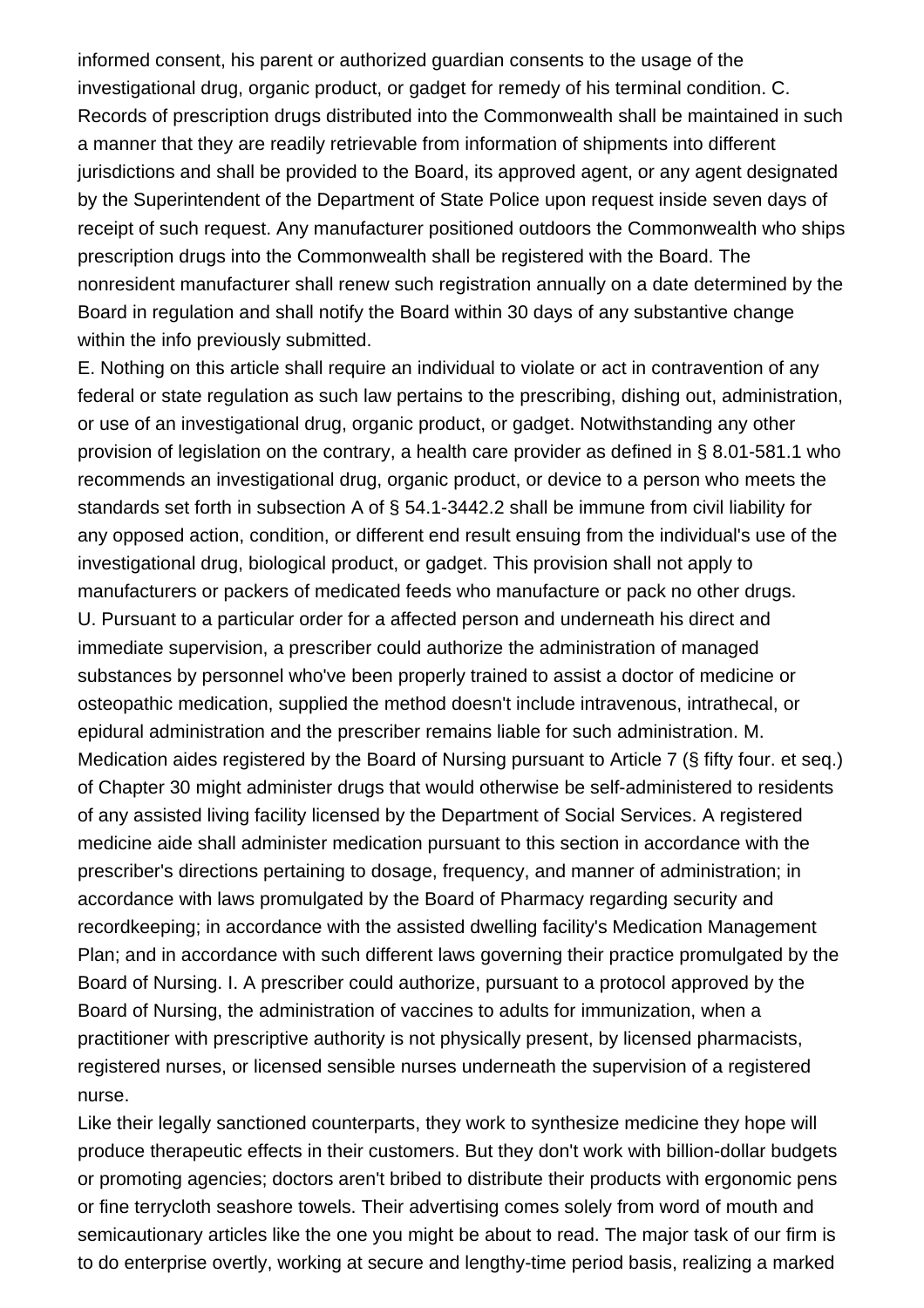informed consent, his parent or authorized guardian consents to the usage of the investigational drug, organic product, or gadget for remedy of his terminal condition. C. Records of prescription drugs distributed into the Commonwealth shall be maintained in such a manner that they are readily retrievable from information of shipments into different jurisdictions and shall be provided to the Board, its approved agent, or any agent designated by the Superintendent of the Department of State Police upon request inside seven days of receipt of such request. Any manufacturer positioned outdoors the Commonwealth who ships prescription drugs into the Commonwealth shall be registered with the Board. The nonresident manufacturer shall renew such registration annually on a date determined by the Board in regulation and shall notify the Board within 30 days of any substantive change within the info previously submitted.

E. Nothing on this article shall require an individual to violate or act in contravention of any federal or state regulation as such law pertains to the prescribing, dishing out, administration, or use of an investigational drug, organic product, or gadget. Notwithstanding any other provision of legislation on the contrary, a health care provider as defined in § 8.01-581.1 who recommends an investigational drug, organic product, or device to a person who meets the standards set forth in subsection A of § 54.1-3442.2 shall be immune from civil liability for any opposed action, condition, or different end result ensuing from the individual's use of the investigational drug, biological product, or gadget. This provision shall not apply to manufacturers or packers of medicated feeds who manufacture or pack no other drugs.

U. Pursuant to a particular order for a affected person and underneath his direct and immediate supervision, a prescriber could authorize the administration of managed substances by personnel who've been properly trained to assist a doctor of medicine or osteopathic medication, supplied the method doesn't include intravenous, intrathecal, or epidural administration and the prescriber remains liable for such administration. M. Medication aides registered by the Board of Nursing pursuant to Article 7 (§ fifty four. et seq.) of Chapter 30 might administer drugs that would otherwise be self-administered to residents of any assisted living facility licensed by the Department of Social Services. A registered medicine aide shall administer medication pursuant to this section in accordance with the prescriber's directions pertaining to dosage, frequency, and manner of administration; in accordance with laws promulgated by the Board of Pharmacy regarding security and recordkeeping; in accordance with the assisted dwelling facility's Medication Management Plan; and in accordance with such different laws governing their practice promulgated by the Board of Nursing. I. A prescriber could authorize, pursuant to a protocol approved by the Board of Nursing, the administration of vaccines to adults for immunization, when a practitioner with prescriptive authority is not physically present, by licensed pharmacists, registered nurses, or licensed sensible nurses underneath the supervision of a registered nurse.

Like their legally sanctioned counterparts, they work to synthesize medicine they hope will produce therapeutic effects in their customers. But they don't work with billion-dollar budgets or promoting agencies; doctors aren't bribed to distribute their products with ergonomic pens or fine terrycloth seashore towels. Their advertising comes solely from word of mouth and semicautionary articles like the one you might be about to read. The major task of our firm is to do enterprise overtly, working at secure and lengthy-time period basis, realizing a marked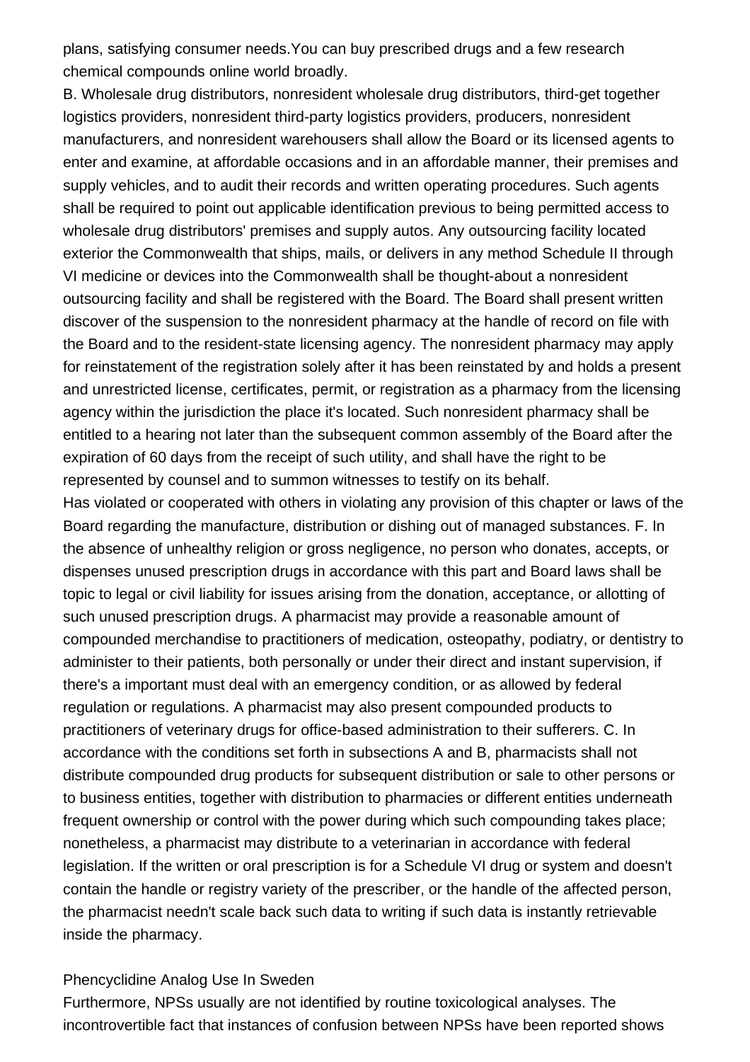plans, satisfying consumer needs.You can buy prescribed drugs and a few research chemical compounds online world broadly.

B. Wholesale drug distributors, nonresident wholesale drug distributors, third-get together logistics providers, nonresident third-party logistics providers, producers, nonresident manufacturers, and nonresident warehousers shall allow the Board or its licensed agents to enter and examine, at affordable occasions and in an affordable manner, their premises and supply vehicles, and to audit their records and written operating procedures. Such agents shall be required to point out applicable identification previous to being permitted access to wholesale drug distributors' premises and supply autos. Any outsourcing facility located exterior the Commonwealth that ships, mails, or delivers in any method Schedule II through VI medicine or devices into the Commonwealth shall be thought-about a nonresident outsourcing facility and shall be registered with the Board. The Board shall present written discover of the suspension to the nonresident pharmacy at the handle of record on file with the Board and to the resident-state licensing agency. The nonresident pharmacy may apply for reinstatement of the registration solely after it has been reinstated by and holds a present and unrestricted license, certificates, permit, or registration as a pharmacy from the licensing agency within the jurisdiction the place it's located. Such nonresident pharmacy shall be entitled to a hearing not later than the subsequent common assembly of the Board after the expiration of 60 days from the receipt of such utility, and shall have the right to be represented by counsel and to summon witnesses to testify on its behalf.

Has violated or cooperated with others in violating any provision of this chapter or laws of the Board regarding the manufacture, distribution or dishing out of managed substances. F. In the absence of unhealthy religion or gross negligence, no person who donates, accepts, or dispenses unused prescription drugs in accordance with this part and Board laws shall be topic to legal or civil liability for issues arising from the donation, acceptance, or allotting of such unused prescription drugs. A pharmacist may provide a reasonable amount of compounded merchandise to practitioners of medication, osteopathy, podiatry, or dentistry to administer to their patients, both personally or under their direct and instant supervision, if there's a important must deal with an emergency condition, or as allowed by federal regulation or regulations. A pharmacist may also present compounded products to practitioners of veterinary drugs for office-based administration to their sufferers. C. In accordance with the conditions set forth in subsections A and B, pharmacists shall not distribute compounded drug products for subsequent distribution or sale to other persons or to business entities, together with distribution to pharmacies or different entities underneath frequent ownership or control with the power during which such compounding takes place; nonetheless, a pharmacist may distribute to a veterinarian in accordance with federal legislation. If the written or oral prescription is for a Schedule VI drug or system and doesn't contain the handle or registry variety of the prescriber, or the handle of the affected person, the pharmacist needn't scale back such data to writing if such data is instantly retrievable inside the pharmacy.

## Phencyclidine Analog Use In Sweden

Furthermore, NPSs usually are not identified by routine toxicological analyses. The incontrovertible fact that instances of confusion between NPSs have been reported shows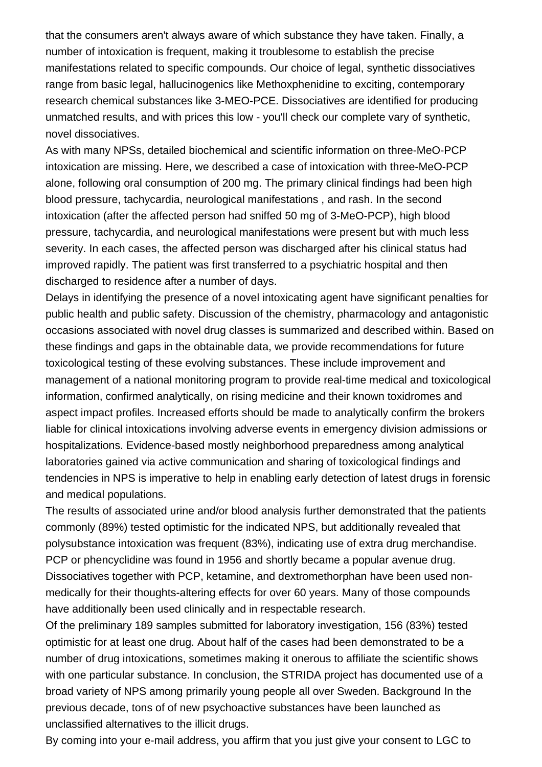that the consumers aren't always aware of which substance they have taken. Finally, a number of intoxication is frequent, making it troublesome to establish the precise manifestations related to specific compounds. Our choice of legal, synthetic dissociatives range from basic legal, hallucinogenics like Methoxphenidine to exciting, contemporary research chemical substances like 3-MEO-PCE. Dissociatives are identified for producing unmatched results, and with prices this low - you'll check our complete vary of synthetic, novel dissociatives.

As with many NPSs, detailed biochemical and scientific information on three-MeO-PCP intoxication are missing. Here, we described a case of intoxication with three-MeO-PCP alone, following oral consumption of 200 mg. The primary clinical findings had been high blood pressure, tachycardia, neurological manifestations , and rash. In the second intoxication (after the affected person had sniffed 50 mg of 3-MeO-PCP), high blood pressure, tachycardia, and neurological manifestations were present but with much less severity. In each cases, the affected person was discharged after his clinical status had improved rapidly. The patient was first transferred to a psychiatric hospital and then discharged to residence after a number of days.

Delays in identifying the presence of a novel intoxicating agent have significant penalties for public health and public safety. Discussion of the chemistry, pharmacology and antagonistic occasions associated with novel drug classes is summarized and described within. Based on these findings and gaps in the obtainable data, we provide recommendations for future toxicological testing of these evolving substances. These include improvement and management of a national monitoring program to provide real-time medical and toxicological information, confirmed analytically, on rising medicine and their known toxidromes and aspect impact profiles. Increased efforts should be made to analytically confirm the brokers liable for clinical intoxications involving adverse events in emergency division admissions or hospitalizations. Evidence-based mostly neighborhood preparedness among analytical laboratories gained via active communication and sharing of toxicological findings and tendencies in NPS is imperative to help in enabling early detection of latest drugs in forensic and medical populations.

The results of associated urine and/or blood analysis further demonstrated that the patients commonly (89%) tested optimistic for the indicated NPS, but additionally revealed that polysubstance intoxication was frequent (83%), indicating use of extra drug merchandise. PCP or phencyclidine was found in 1956 and shortly became a popular avenue drug. Dissociatives together with PCP, ketamine, and dextromethorphan have been used non-medically for their thoughts-altering effects for over 60 years. Many of those compounds have additionally been used clinically and in respectable research.

Of the preliminary 189 samples submitted for laboratory investigation, 156 (83%) tested optimistic for at least one drug. About half of the cases had been demonstrated to be a number of drug intoxications, sometimes making it onerous to affiliate the scientific shows with one particular substance. In conclusion, the STRIDA project has documented use of a broad variety of NPS among primarily young people all over Sweden. Background In the previous decade, tons of of new psychoactive substances have been launched as unclassified alternatives to the illicit drugs.

By coming into your e-mail address, you affirm that you just give your consent to LGC to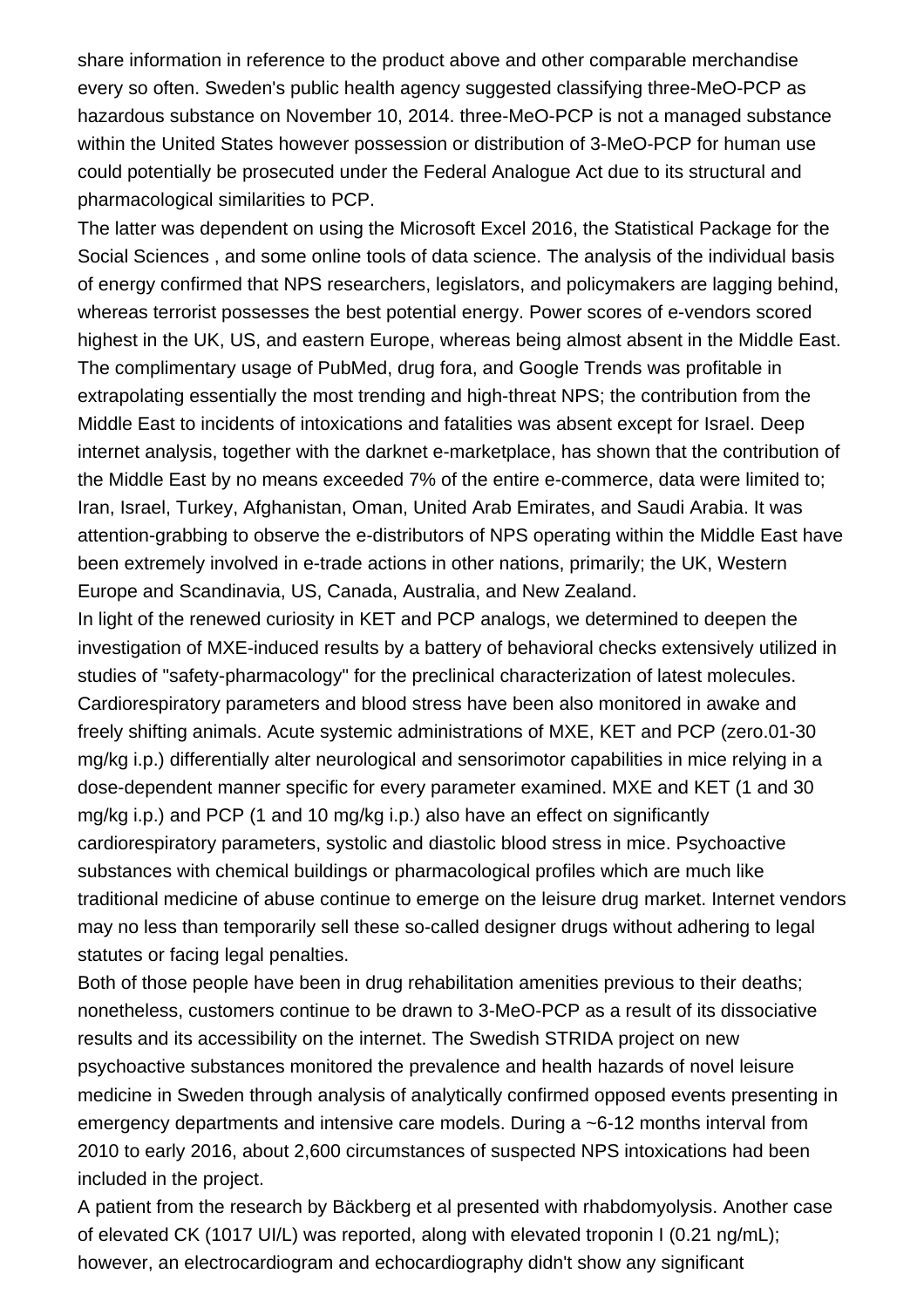share information in reference to the product above and other comparable merchandise every so often. Sweden's public health agency suggested classifying three-MeO-PCP as hazardous substance on November 10, 2014. three-MeO-PCP is not a managed substance within the United States however possession or distribution of 3-MeO-PCP for human use could potentially be prosecuted under the Federal Analogue Act due to its structural and pharmacological similarities to PCP.

The latter was dependent on using the Microsoft Excel 2016, the Statistical Package for the Social Sciences , and some online tools of data science. The analysis of the individual basis of energy confirmed that NPS researchers, legislators, and policymakers are lagging behind, whereas terrorist possesses the best potential energy. Power scores of e-vendors scored highest in the UK, US, and eastern Europe, whereas being almost absent in the Middle East. The complimentary usage of PubMed, drug fora, and Google Trends was profitable in extrapolating essentially the most trending and high-threat NPS; the contribution from the Middle East to incidents of intoxications and fatalities was absent except for Israel. Deep internet analysis, together with the darknet e-marketplace, has shown that the contribution of the Middle East by no means exceeded 7% of the entire e-commerce, data were limited to; Iran, Israel, Turkey, Afghanistan, Oman, United Arab Emirates, and Saudi Arabia. It was attention-grabbing to observe the e-distributors of NPS operating within the Middle East have been extremely involved in e-trade actions in other nations, primarily; the UK, Western Europe and Scandinavia, US, Canada, Australia, and New Zealand.

In light of the renewed curiosity in KET and PCP analogs, we determined to deepen the investigation of MXE-induced results by a battery of behavioral checks extensively utilized in studies of "safety-pharmacology" for the preclinical characterization of latest molecules. Cardiorespiratory parameters and blood stress have been also monitored in awake and freely shifting animals. Acute systemic administrations of MXE, KET and PCP (zero.01-30 mg/kg i.p.) differentially alter neurological and sensorimotor capabilities in mice relying in a dose-dependent manner specific for every parameter examined. MXE and KET (1 and 30 mg/kg i.p.) and PCP (1 and 10 mg/kg i.p.) also have an effect on significantly cardiorespiratory parameters, systolic and diastolic blood stress in mice. Psychoactive substances with chemical buildings or pharmacological profiles which are much like traditional medicine of abuse continue to emerge on the leisure drug market. Internet vendors may no less than temporarily sell these so-called designer drugs without adhering to legal statutes or facing legal penalties.

Both of those people have been in drug rehabilitation amenities previous to their deaths; nonetheless, customers continue to be drawn to 3-MeO-PCP as a result of its dissociative results and its accessibility on the internet. The Swedish STRIDA project on new psychoactive substances monitored the prevalence and health hazards of novel leisure medicine in Sweden through analysis of analytically confirmed opposed events presenting in emergency departments and intensive care models. During a ~6-12 months interval from 2010 to early 2016, about 2,600 circumstances of suspected NPS intoxications had been included in the project.

A patient from the research by Bäckberg et al presented with rhabdomyolysis. Another case of elevated CK (1017 UI/L) was reported, along with elevated troponin I (0.21 ng/mL); however, an electrocardiogram and echocardiography didn't show any significant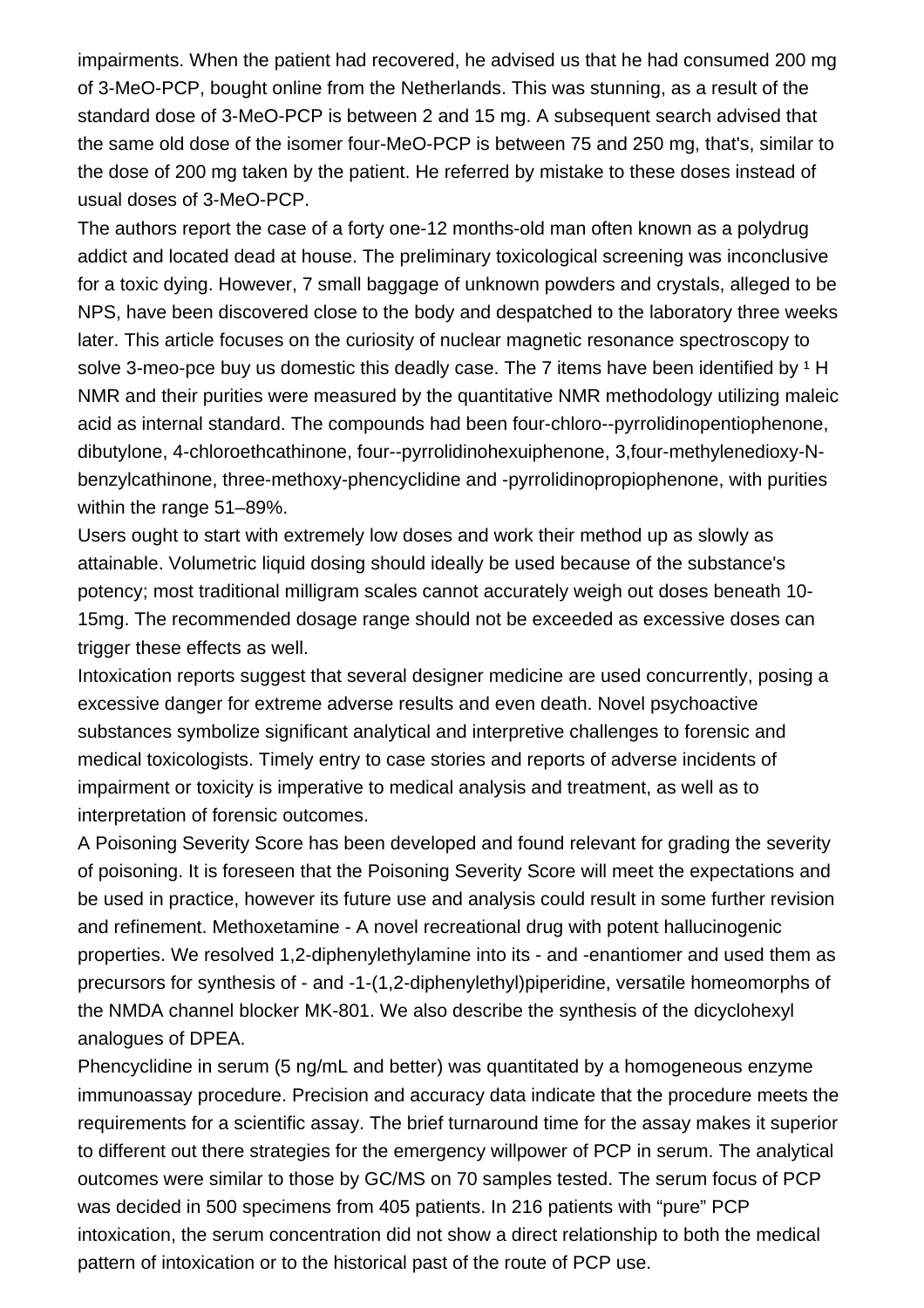impairments. When the patient had recovered, he advised us that he had consumed 200 mg of 3-MeO-PCP, bought online from the Netherlands. This was stunning, as a result of the standard dose of 3-MeO-PCP is between 2 and 15 mg. A subsequent search advised that the same old dose of the isomer four-MeO-PCP is between 75 and 250 mg, that's, similar to the dose of 200 mg taken by the patient. He referred by mistake to these doses instead of usual doses of 3-MeO-PCP.

The authors report the case of a forty one-12 months-old man often known as a polydrug addict and located dead at house. The preliminary toxicological screening was inconclusive for a toxic dying. However, 7 small baggage of unknown powders and crystals, alleged to be NPS, have been discovered close to the body and despatched to the laboratory three weeks later. This article focuses on the curiosity of nuclear magnetic resonance spectroscopy to solve 3-meo-pce buy us domestic this deadly case. The 7 items have been identified by $^{1}$H NMR and their purities were measured by the quantitative NMR methodology utilizing maleic acid as internal standard. The compounds had been four-chloro--pyrrolidinopentiophenone, dibutylone, 4-chloroethcathinone, four--pyrrolidinohexuiphenone, 3,four-methylenedioxy-N-benzylcathinone, three-methoxy-phencyclidine and -pyrrolidinopropiophenone, with purities within the range 51–89%.

Users ought to start with extremely low doses and work their method up as slowly as attainable. Volumetric liquid dosing should ideally be used because of the substance's potency; most traditional milligram scales cannot accurately weigh out doses beneath 10-15mg. The recommended dosage range should not be exceeded as excessive doses can trigger these effects as well.

Intoxication reports suggest that several designer medicine are used concurrently, posing a excessive danger for extreme adverse results and even death. Novel psychoactive substances symbolize significant analytical and interpretive challenges to forensic and medical toxicologists. Timely entry to case stories and reports of adverse incidents of impairment or toxicity is imperative to medical analysis and treatment, as well as to interpretation of forensic outcomes.

A Poisoning Severity Score has been developed and found relevant for grading the severity of poisoning. It is foreseen that the Poisoning Severity Score will meet the expectations and be used in practice, however its future use and analysis could result in some further revision and refinement. Methoxetamine - A novel recreational drug with potent hallucinogenic properties. We resolved 1,2-diphenylethylamine into its - and -enantiomer and used them as precursors for synthesis of - and -1-(1,2-diphenylethyl)piperidine, versatile homeomorphs of the NMDA channel blocker MK-801. We also describe the synthesis of the dicyclohexyl analogues of DPEA.

Phencyclidine in serum (5 ng/mL and better) was quantitated by a homogeneous enzyme immunoassay procedure. Precision and accuracy data indicate that the procedure meets the requirements for a scientific assay. The brief turnaround time for the assay makes it superior to different out there strategies for the emergency willpower of PCP in serum. The analytical outcomes were similar to those by GC/MS on 70 samples tested. The serum focus of PCP was decided in 500 specimens from 405 patients. In 216 patients with "pure" PCP intoxication, the serum concentration did not show a direct relationship to both the medical pattern of intoxication or to the historical past of the route of PCP use.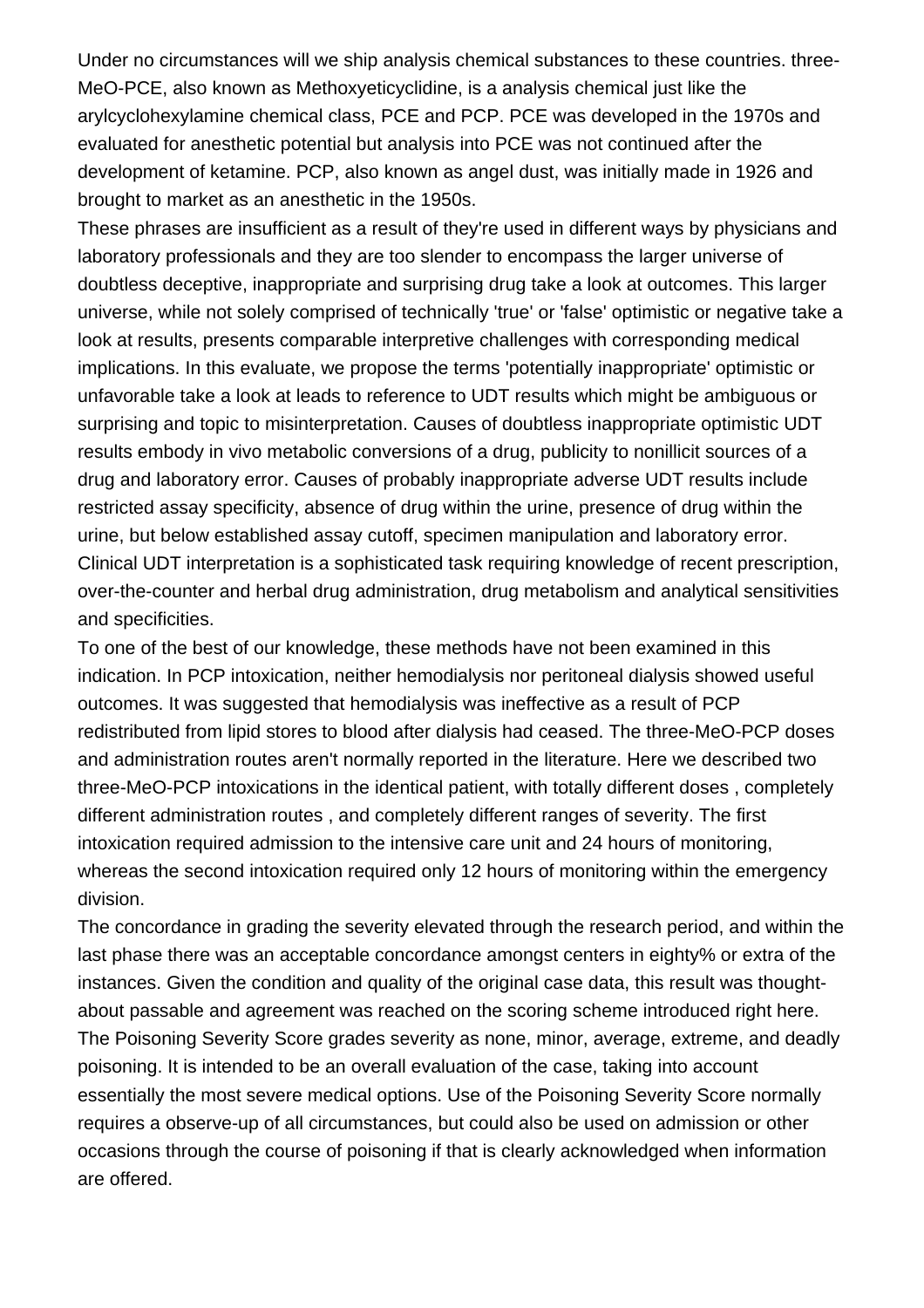Under no circumstances will we ship analysis chemical substances to these countries. three-MeO-PCE, also known as Methoxyeticyclidine, is a analysis chemical just like the arylcyclohexylamine chemical class, PCE and PCP. PCE was developed in the 1970s and evaluated for anesthetic potential but analysis into PCE was not continued after the development of ketamine. PCP, also known as angel dust, was initially made in 1926 and brought to market as an anesthetic in the 1950s.

These phrases are insufficient as a result of they're used in different ways by physicians and laboratory professionals and they are too slender to encompass the larger universe of doubtless deceptive, inappropriate and surprising drug take a look at outcomes. This larger universe, while not solely comprised of technically 'true' or 'false' optimistic or negative take a look at results, presents comparable interpretive challenges with corresponding medical implications. In this evaluate, we propose the terms 'potentially inappropriate' optimistic or unfavorable take a look at leads to reference to UDT results which might be ambiguous or surprising and topic to misinterpretation. Causes of doubtless inappropriate optimistic UDT results embody in vivo metabolic conversions of a drug, publicity to nonillicit sources of a drug and laboratory error. Causes of probably inappropriate adverse UDT results include restricted assay specificity, absence of drug within the urine, presence of drug within the urine, but below established assay cutoff, specimen manipulation and laboratory error. Clinical UDT interpretation is a sophisticated task requiring knowledge of recent prescription, over-the-counter and herbal drug administration, drug metabolism and analytical sensitivities and specificities.

To one of the best of our knowledge, these methods have not been examined in this indication. In PCP intoxication, neither hemodialysis nor peritoneal dialysis showed useful outcomes. It was suggested that hemodialysis was ineffective as a result of PCP redistributed from lipid stores to blood after dialysis had ceased. The three-MeO-PCP doses and administration routes aren't normally reported in the literature. Here we described two three-MeO-PCP intoxications in the identical patient, with totally different doses , completely different administration routes , and completely different ranges of severity. The first intoxication required admission to the intensive care unit and 24 hours of monitoring, whereas the second intoxication required only 12 hours of monitoring within the emergency division.

The concordance in grading the severity elevated through the research period, and within the last phase there was an acceptable concordance amongst centers in eighty% or extra of the instances. Given the condition and quality of the original case data, this result was thought-about passable and agreement was reached on the scoring scheme introduced right here. The Poisoning Severity Score grades severity as none, minor, average, extreme, and deadly poisoning. It is intended to be an overall evaluation of the case, taking into account essentially the most severe medical options. Use of the Poisoning Severity Score normally requires a observe-up of all circumstances, but could also be used on admission or other occasions through the course of poisoning if that is clearly acknowledged when information are offered.